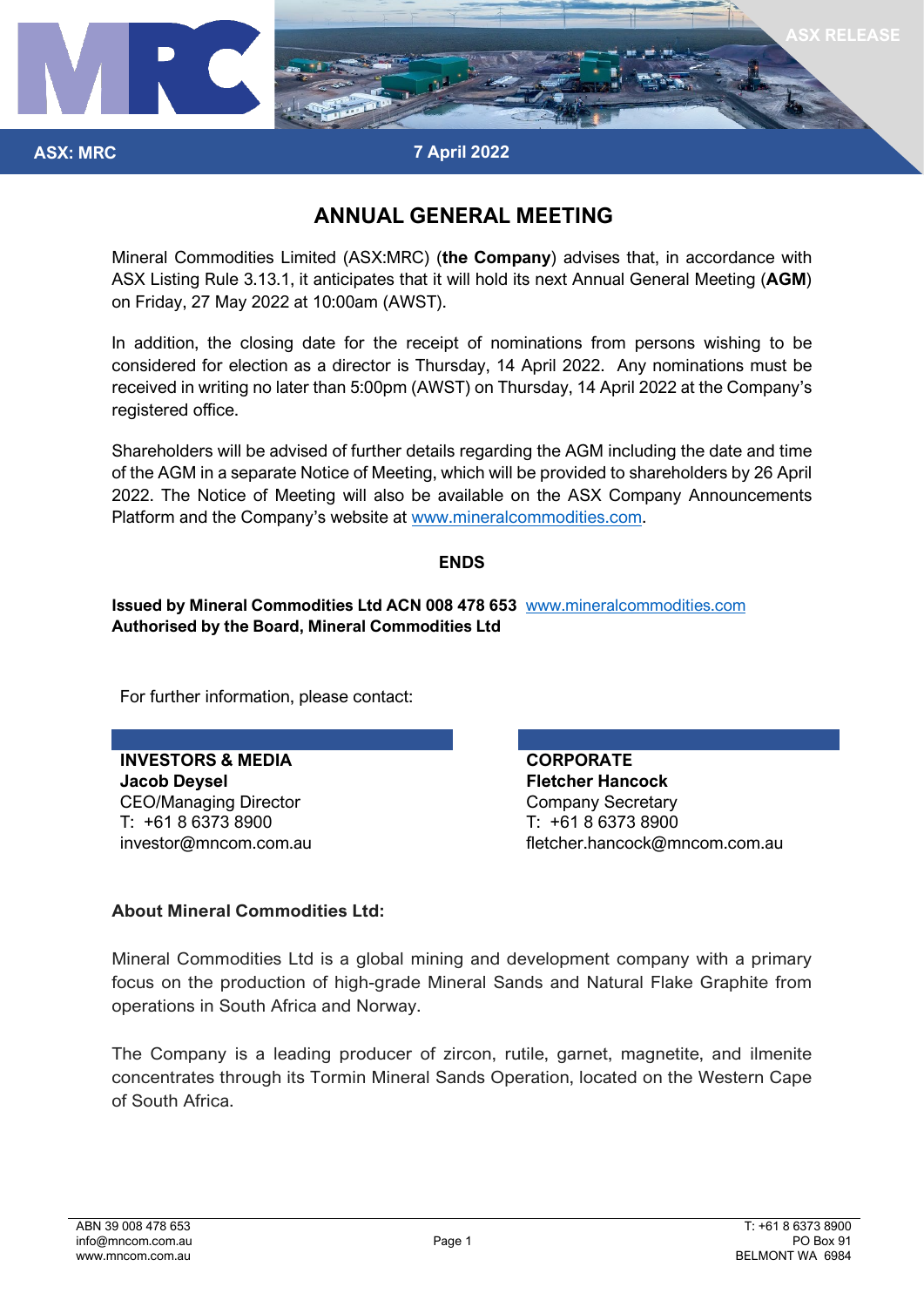ASX: MRC

7 April 2022

ASX RELEASE

# ANNUAL GENERAL MEETING

Mineral Commodities Limited (ASX:MRC) (**the Company**) advises that, in accordance with ASX Listing Rule 3.13.1, it anticipates that it will hold its next Annual General Meeting (**AGM**) on Friday, 27 May 2022 at 10:00am (AWST).

In addition, the closing date for the receipt of nominations from persons wishing to be considered for election as a director is Thursday, 14 April 2022. Any nominations must be received in writing no later than 5:00pm (AWST) on Thursday, 14 April 2022 at the Company's registered office.

Shareholders will be advised of further details regarding the AGM including the date and time of the AGM in a separate Notice of Meeting, which will be provided to shareholders by 26 April 2022. The Notice of Meeting will also be available on the ASX Company Announcements Platform and the Company's website at www.mineralcommodities.com.

**ENDS**

**Issued by Mineral Commodities Ltd ACN 008 478 653** www.mineralcommodities.com
**Authorised by the Board, Mineral Commodities Ltd**

For further information, please contact:

**INVESTORS & MEDIA**
**Jacob Deysel**
CEO/Managing Director
T: +61 8 6373 8900
investor@mncom.com.au

**CORPORATE**
**Fletcher Hancock**
Company Secretary
T: +61 8 6373 8900
fletcher.hancock@mncom.com.au

**About Mineral Commodities Ltd:**

Mineral Commodities Ltd is a global mining and development company with a primary focus on the production of high-grade Mineral Sands and Natural Flake Graphite from operations in South Africa and Norway.

The Company is a leading producer of zircon, rutile, garnet, magnetite, and ilmenite concentrates through its Tormin Mineral Sands Operation, located on the Western Cape of South Africa.

ABN 39 008 478 653
info@mncom.com.au
www.mncom.com.au

T: +61 8 6373 8900
PO Box 91
BELMONT WA 6984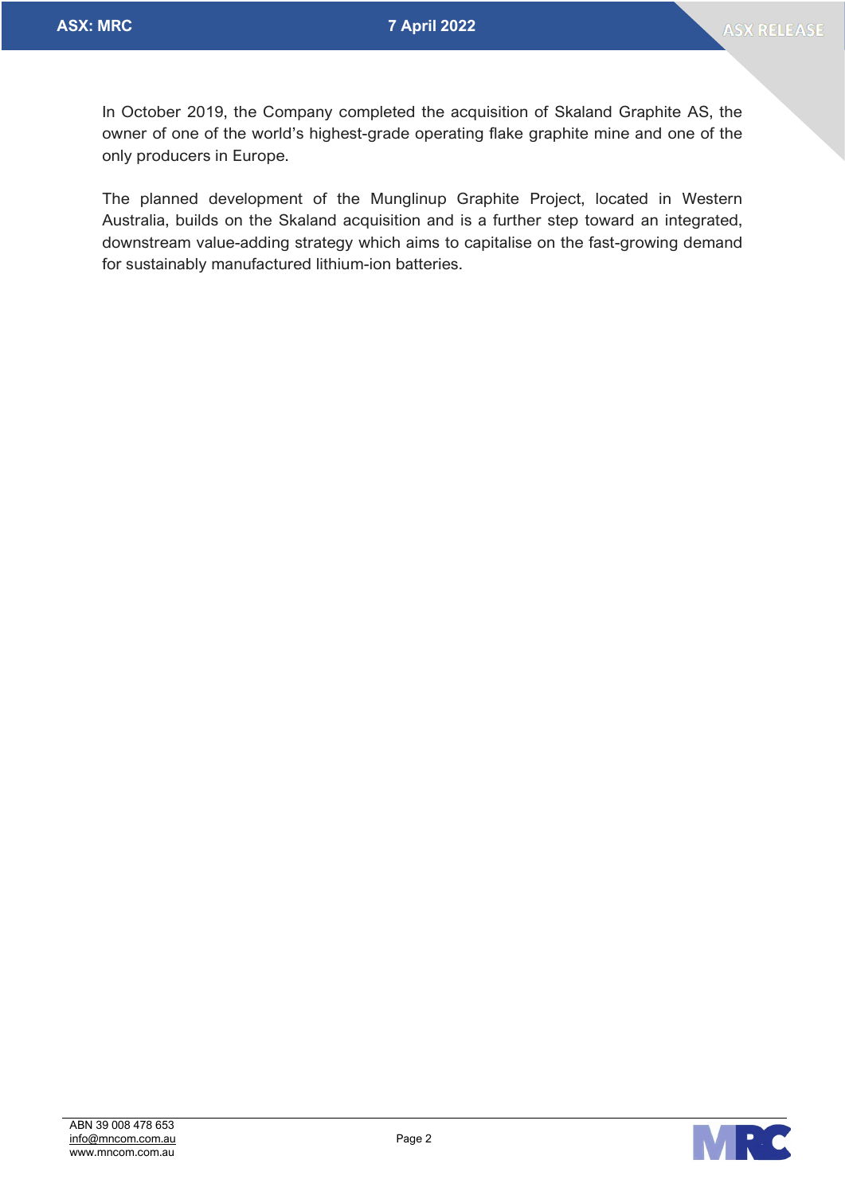In October 2019, the Company completed the acquisition of Skaland Graphite AS, the owner of one of the world's highest-grade operating flake graphite mine and one of the only producers in Europe.

The planned development of the Munglinup Graphite Project, located in Western Australia, builds on the Skaland acquisition and is a further step toward an integrated, downstream value-adding strategy which aims to capitalise on the fast-growing demand for sustainably manufactured lithium-ion batteries.